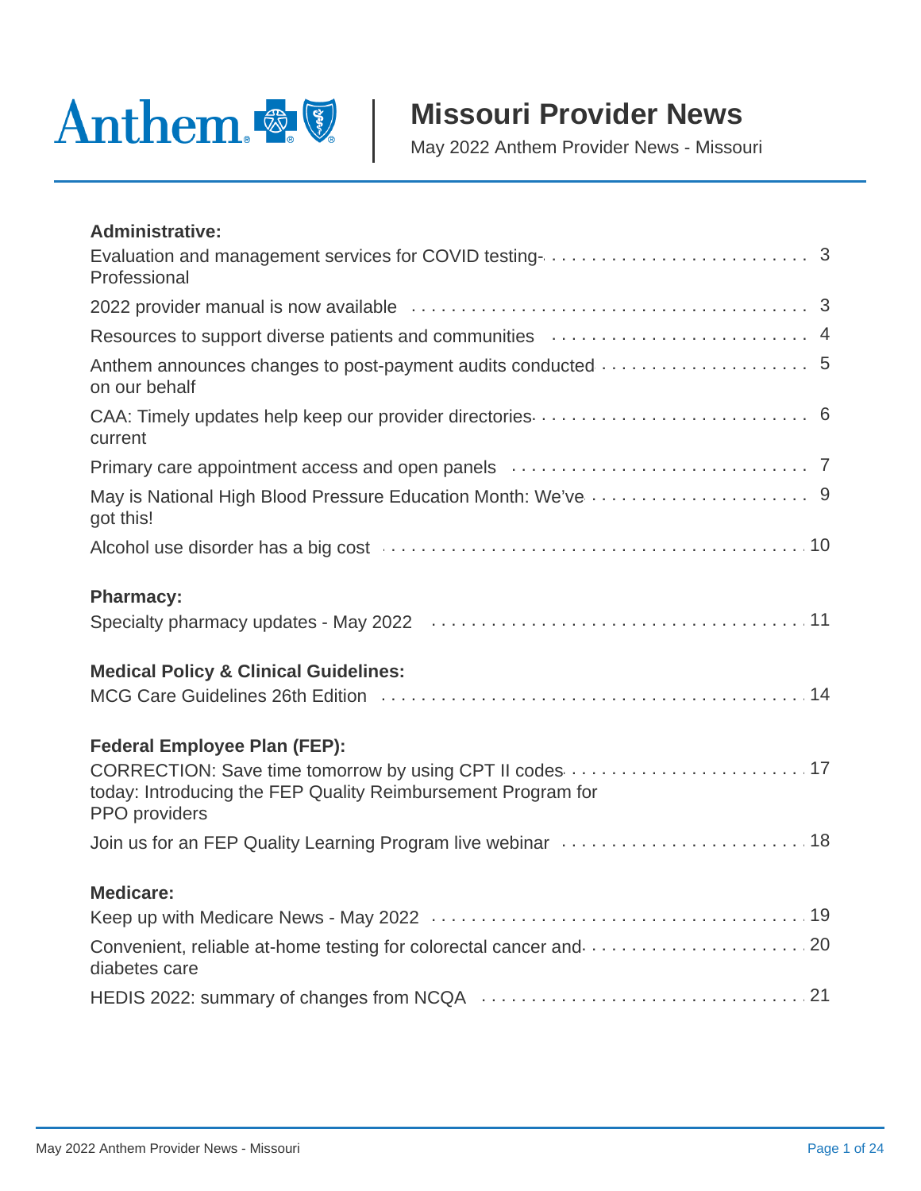# Missouri Provider News

May 2022 Anthem Provider News - Missouri

**Administrative:**

- Evaluation and management services for COVID testing-Professional ... 3
- 2022 provider manual is now available ... 3
- Resources to support diverse patients and communities ... 4
- Anthem announces changes to post-payment audits conducted on our behalf ... 5
- CAA: Timely updates help keep our provider directories current ... 6
- Primary care appointment access and open panels ... 7
- May is National High Blood Pressure Education Month: We've got this! ... 9
- Alcohol use disorder has a big cost ... 10

**Pharmacy:**

- Specialty pharmacy updates - May 2022 ... 11

**Medical Policy & Clinical Guidelines:**

- MCG Care Guidelines 26th Edition ... 14

**Federal Employee Plan (FEP):**

- CORRECTION: Save time tomorrow by using CPT II codes today: Introducing the FEP Quality Reimbursement Program for PPO providers ... 17
- Join us for an FEP Quality Learning Program live webinar ... 18

**Medicare:**

- Keep up with Medicare News - May 2022 ... 19
- Convenient, reliable at-home testing for colorectal cancer and diabetes care ... 20
- HEDIS 2022: summary of changes from NCQA ... 21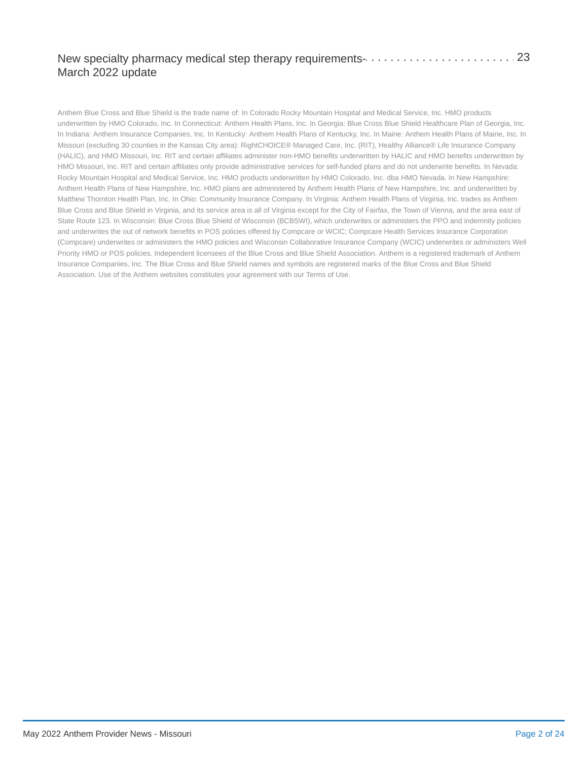New specialty pharmacy medical step therapy requirements- March 2022 update . . . . . . . . . . . . . . . . . . . . . . . . 23

Anthem Blue Cross and Blue Shield is the trade name of: In Colorado Rocky Mountain Hospital and Medical Service, Inc. HMO products underwritten by HMO Colorado, Inc. In Connecticut: Anthem Health Plans, Inc. In Georgia: Blue Cross Blue Shield Healthcare Plan of Georgia, Inc. In Indiana: Anthem Insurance Companies, Inc. In Kentucky: Anthem Health Plans of Kentucky, Inc. In Maine: Anthem Health Plans of Maine, Inc. In Missouri (excluding 30 counties in the Kansas City area): RightCHOICE® Managed Care, Inc. (RIT), Healthy Alliance® Life Insurance Company (HALIC), and HMO Missouri, Inc. RIT and certain affiliates administer non-HMO benefits underwritten by HALIC and HMO benefits underwritten by HMO Missouri, Inc. RIT and certain affiliates only provide administrative services for self-funded plans and do not underwrite benefits. In Nevada: Rocky Mountain Hospital and Medical Service, Inc. HMO products underwritten by HMO Colorado, Inc. dba HMO Nevada. In New Hampshire: Anthem Health Plans of New Hampshire, Inc. HMO plans are administered by Anthem Health Plans of New Hampshire, Inc. and underwritten by Matthew Thornton Health Plan, Inc. In Ohio: Community Insurance Company. In Virginia: Anthem Health Plans of Virginia, Inc. trades as Anthem Blue Cross and Blue Shield in Virginia, and its service area is all of Virginia except for the City of Fairfax, the Town of Vienna, and the area east of State Route 123. In Wisconsin: Blue Cross Blue Shield of Wisconsin (BCBSWI), which underwrites or administers the PPO and indemnity policies and underwrites the out of network benefits in POS policies offered by Compcare or WCIC; Compcare Health Services Insurance Corporation (Compcare) underwrites or administers the HMO policies and Wisconsin Collaborative Insurance Company (WCIC) underwrites or administers Well Priority HMO or POS policies. Independent licensees of the Blue Cross and Blue Shield Association. Anthem is a registered trademark of Anthem Insurance Companies, Inc. The Blue Cross and Blue Shield names and symbols are registered marks of the Blue Cross and Blue Shield Association. Use of the Anthem websites constitutes your agreement with our Terms of Use.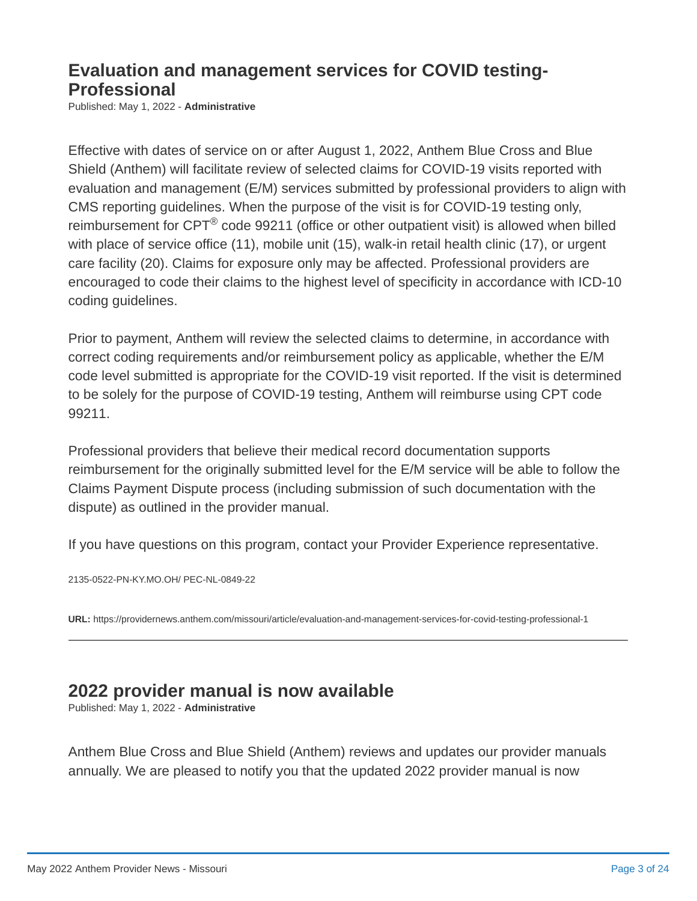## Evaluation and management services for COVID testing-Professional

Published: May 1, 2022 - **Administrative**

Effective with dates of service on or after August 1, 2022, Anthem Blue Cross and Blue Shield (Anthem) will facilitate review of selected claims for COVID-19 visits reported with evaluation and management (E/M) services submitted by professional providers to align with CMS reporting guidelines. When the purpose of the visit is for COVID-19 testing only, reimbursement for CPT® code 99211 (office or other outpatient visit) is allowed when billed with place of service office (11), mobile unit (15), walk-in retail health clinic (17), or urgent care facility (20). Claims for exposure only may be affected. Professional providers are encouraged to code their claims to the highest level of specificity in accordance with ICD-10 coding guidelines.

Prior to payment, Anthem will review the selected claims to determine, in accordance with correct coding requirements and/or reimbursement policy as applicable, whether the E/M code level submitted is appropriate for the COVID-19 visit reported. If the visit is determined to be solely for the purpose of COVID-19 testing, Anthem will reimburse using CPT code 99211.

Professional providers that believe their medical record documentation supports reimbursement for the originally submitted level for the E/M service will be able to follow the Claims Payment Dispute process (including submission of such documentation with the dispute) as outlined in the provider manual.

If you have questions on this program, contact your Provider Experience representative.

2135-0522-PN-KY.MO.OH/ PEC-NL-0849-22

**URL:** https://providernews.anthem.com/missouri/article/evaluation-and-management-services-for-covid-testing-professional-1

---

## 2022 provider manual is now available

Published: May 1, 2022 - **Administrative**

Anthem Blue Cross and Blue Shield (Anthem) reviews and updates our provider manuals annually. We are pleased to notify you that the updated 2022 provider manual is now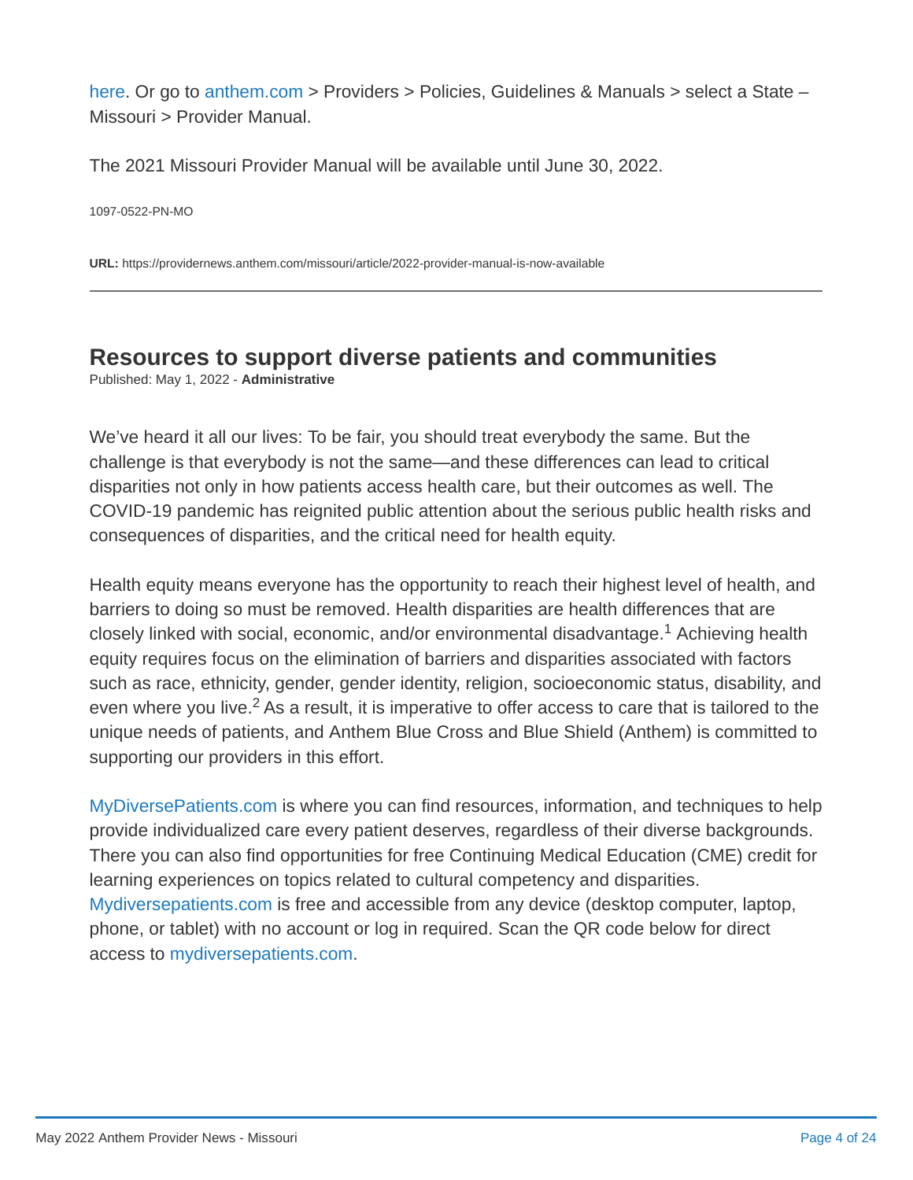here. Or go to anthem.com > Providers > Policies, Guidelines & Manuals > select a State – Missouri > Provider Manual.

The 2021 Missouri Provider Manual will be available until June 30, 2022.

1097-0522-PN-MO

**URL:** https://providernews.anthem.com/missouri/article/2022-provider-manual-is-now-available

---

## Resources to support diverse patients and communities

Published: May 1, 2022 - **Administrative**

We've heard it all our lives: To be fair, you should treat everybody the same. But the challenge is that everybody is not the same—and these differences can lead to critical disparities not only in how patients access health care, but their outcomes as well. The COVID-19 pandemic has reignited public attention about the serious public health risks and consequences of disparities, and the critical need for health equity.

Health equity means everyone has the opportunity to reach their highest level of health, and barriers to doing so must be removed. Health disparities are health differences that are closely linked with social, economic, and/or environmental disadvantage.[1] Achieving health equity requires focus on the elimination of barriers and disparities associated with factors such as race, ethnicity, gender, gender identity, religion, socioeconomic status, disability, and even where you live.[2] As a result, it is imperative to offer access to care that is tailored to the unique needs of patients, and Anthem Blue Cross and Blue Shield (Anthem) is committed to supporting our providers in this effort.

MyDiversePatients.com is where you can find resources, information, and techniques to help provide individualized care every patient deserves, regardless of their diverse backgrounds. There you can also find opportunities for free Continuing Medical Education (CME) credit for learning experiences on topics related to cultural competency and disparities. Mydiversepatients.com is free and accessible from any device (desktop computer, laptop, phone, or tablet) with no account or log in required. Scan the QR code below for direct access to mydiversepatients.com.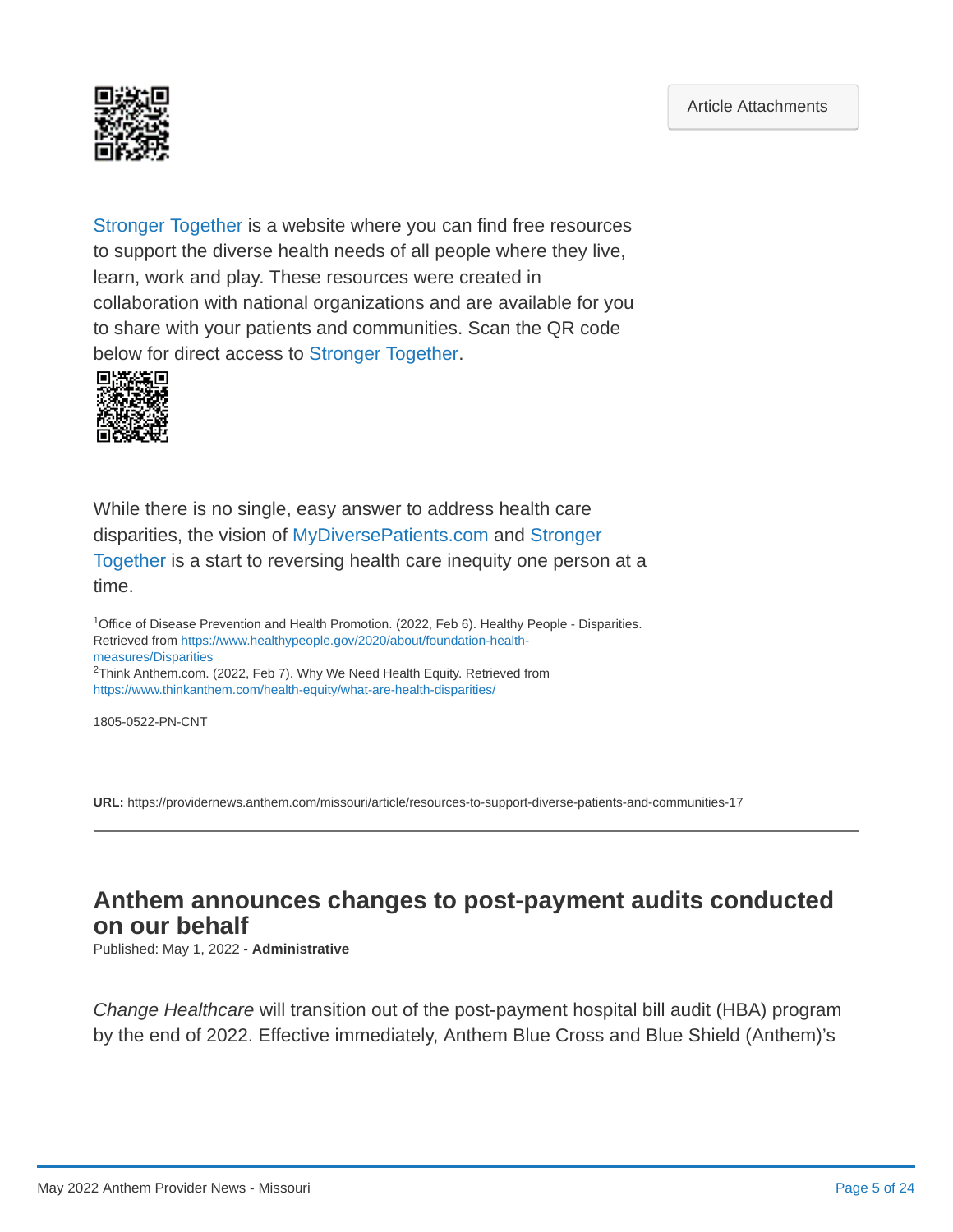Article Attachments

Stronger Together is a website where you can find free resources to support the diverse health needs of all people where they live, learn, work and play. These resources were created in collaboration with national organizations and are available for you to share with your patients and communities. Scan the QR code below for direct access to Stronger Together.

While there is no single, easy answer to address health care disparities, the vision of MyDiversePatients.com and Stronger Together is a start to reversing health care inequity one person at a time.

[1]Office of Disease Prevention and Health Promotion. (2022, Feb 6). Healthy People - Disparities. Retrieved from https://www.healthypeople.gov/2020/about/foundation-health-measures/Disparities
[2]Think Anthem.com. (2022, Feb 7). Why We Need Health Equity. Retrieved from https://www.thinkanthem.com/health-equity/what-are-health-disparities/

1805-0522-PN-CNT

**URL:** https://providernews.anthem.com/missouri/article/resources-to-support-diverse-patients-and-communities-17

---

## Anthem announces changes to post-payment audits conducted on our behalf

Published: May 1, 2022 - **Administrative**

*Change Healthcare* will transition out of the post-payment hospital bill audit (HBA) program by the end of 2022. Effective immediately, Anthem Blue Cross and Blue Shield (Anthem)'s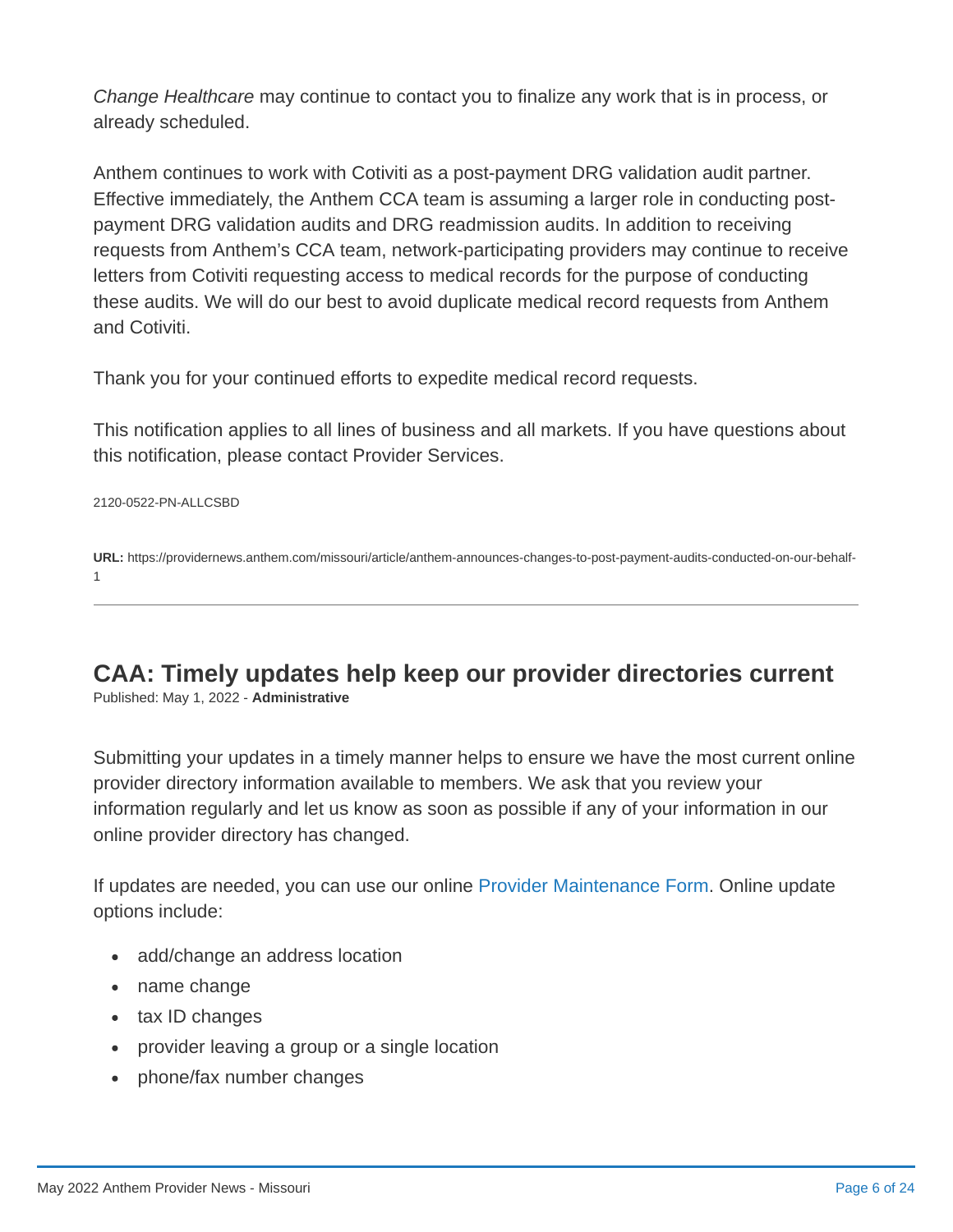*Change Healthcare* may continue to contact you to finalize any work that is in process, or already scheduled.

Anthem continues to work with Cotiviti as a post-payment DRG validation audit partner. Effective immediately, the Anthem CCA team is assuming a larger role in conducting post-payment DRG validation audits and DRG readmission audits. In addition to receiving requests from Anthem's CCA team, network-participating providers may continue to receive letters from Cotiviti requesting access to medical records for the purpose of conducting these audits. We will do our best to avoid duplicate medical record requests from Anthem and Cotiviti.

Thank you for your continued efforts to expedite medical record requests.

This notification applies to all lines of business and all markets. If you have questions about this notification, please contact Provider Services.

2120-0522-PN-ALLCSBD

**URL:** https://providernews.anthem.com/missouri/article/anthem-announces-changes-to-post-payment-audits-conducted-on-our-behalf-1

---

## CAA: Timely updates help keep our provider directories current

Published: May 1, 2022 - **Administrative**

Submitting your updates in a timely manner helps to ensure we have the most current online provider directory information available to members. We ask that you review your information regularly and let us know as soon as possible if any of your information in our online provider directory has changed.

If updates are needed, you can use our online Provider Maintenance Form. Online update options include:

- add/change an address location
- name change
- tax ID changes
- provider leaving a group or a single location
- phone/fax number changes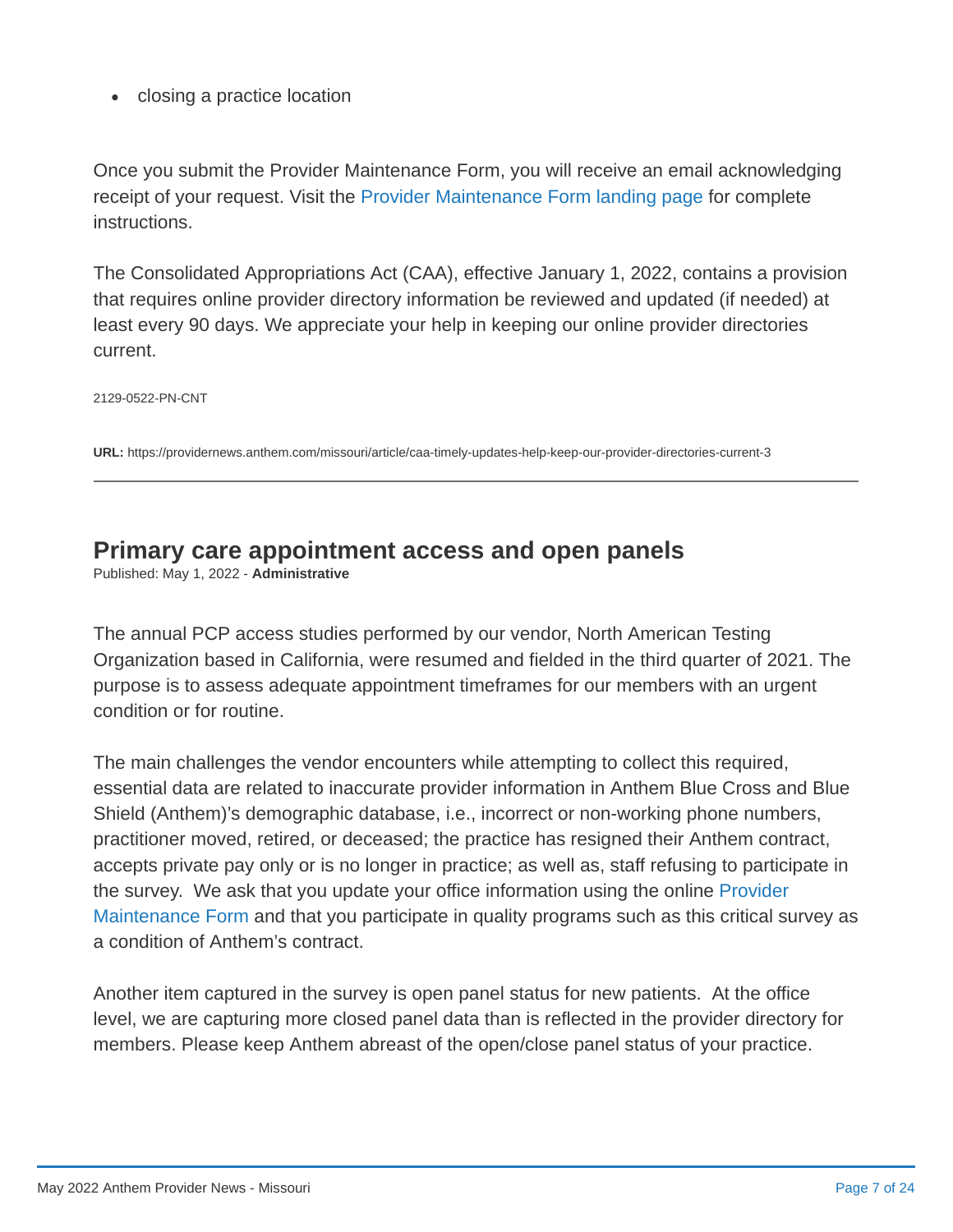- closing a practice location

Once you submit the Provider Maintenance Form, you will receive an email acknowledging receipt of your request. Visit the Provider Maintenance Form landing page for complete instructions.

The Consolidated Appropriations Act (CAA), effective January 1, 2022, contains a provision that requires online provider directory information be reviewed and updated (if needed) at least every 90 days. We appreciate your help in keeping our online provider directories current.

2129-0522-PN-CNT

**URL:** https://providernews.anthem.com/missouri/article/caa-timely-updates-help-keep-our-provider-directories-current-3

---

## Primary care appointment access and open panels

Published: May 1, 2022 - **Administrative**

The annual PCP access studies performed by our vendor, North American Testing Organization based in California, were resumed and fielded in the third quarter of 2021. The purpose is to assess adequate appointment timeframes for our members with an urgent condition or for routine.

The main challenges the vendor encounters while attempting to collect this required, essential data are related to inaccurate provider information in Anthem Blue Cross and Blue Shield (Anthem)'s demographic database, i.e., incorrect or non-working phone numbers, practitioner moved, retired, or deceased; the practice has resigned their Anthem contract, accepts private pay only or is no longer in practice; as well as, staff refusing to participate in the survey. We ask that you update your office information using the online Provider Maintenance Form and that you participate in quality programs such as this critical survey as a condition of Anthem's contract.

Another item captured in the survey is open panel status for new patients. At the office level, we are capturing more closed panel data than is reflected in the provider directory for members. Please keep Anthem abreast of the open/close panel status of your practice.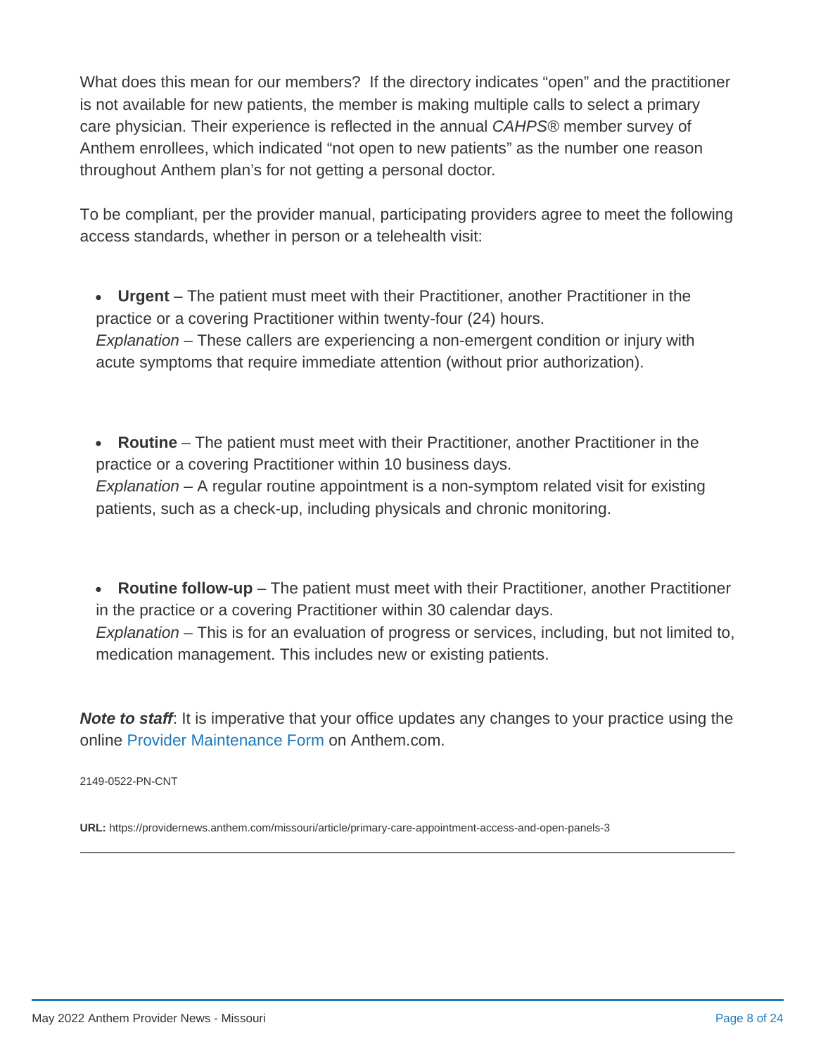What does this mean for our members? If the directory indicates "open" and the practitioner is not available for new patients, the member is making multiple calls to select a primary care physician. Their experience is reflected in the annual *CAHPS®* member survey of Anthem enrollees, which indicated "not open to new patients" as the number one reason throughout Anthem plan's for not getting a personal doctor.

To be compliant, per the provider manual, participating providers agree to meet the following access standards, whether in person or a telehealth visit:

- **Urgent** – The patient must meet with their Practitioner, another Practitioner in the practice or a covering Practitioner within twenty-four (24) hours.
  *Explanation* – These callers are experiencing a non-emergent condition or injury with acute symptoms that require immediate attention (without prior authorization).

- **Routine** – The patient must meet with their Practitioner, another Practitioner in the practice or a covering Practitioner within 10 business days.
  *Explanation* – A regular routine appointment is a non-symptom related visit for existing patients, such as a check-up, including physicals and chronic monitoring.

- **Routine follow-up** – The patient must meet with their Practitioner, another Practitioner in the practice or a covering Practitioner within 30 calendar days.
  *Explanation* – This is for an evaluation of progress or services, including, but not limited to, medication management. This includes new or existing patients.

***Note to staff***: It is imperative that your office updates any changes to your practice using the online Provider Maintenance Form on Anthem.com.

2149-0522-PN-CNT

**URL:** https://providernews.anthem.com/missouri/article/primary-care-appointment-access-and-open-panels-3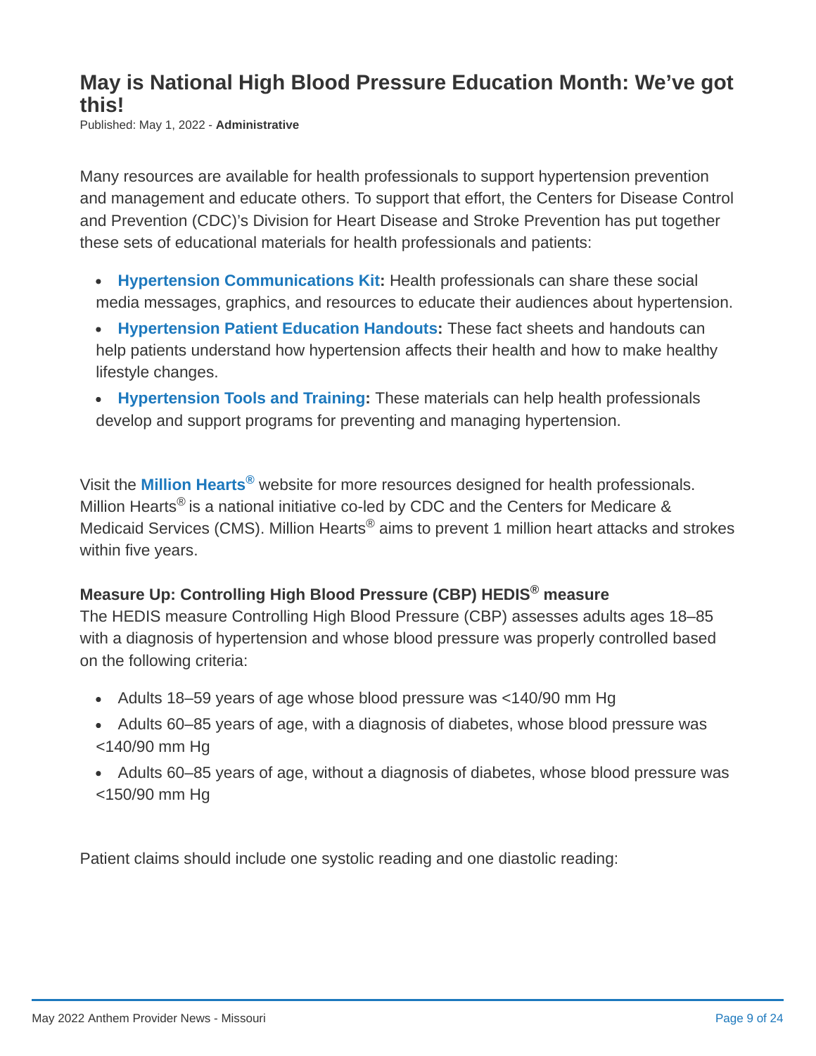## May is National High Blood Pressure Education Month: We've got this!

Published: May 1, 2022 - **Administrative**

Many resources are available for health professionals to support hypertension prevention and management and educate others. To support that effort, the Centers for Disease Control and Prevention (CDC)'s Division for Heart Disease and Stroke Prevention has put together these sets of educational materials for health professionals and patients:

- **Hypertension Communications Kit:** Health professionals can share these social media messages, graphics, and resources to educate their audiences about hypertension.
- **Hypertension Patient Education Handouts:** These fact sheets and handouts can help patients understand how hypertension affects their health and how to make healthy lifestyle changes.
- **Hypertension Tools and Training:** These materials can help health professionals develop and support programs for preventing and managing hypertension.

Visit the **Million Hearts®** website for more resources designed for health professionals. Million Hearts® is a national initiative co-led by CDC and the Centers for Medicare & Medicaid Services (CMS). Million Hearts® aims to prevent 1 million heart attacks and strokes within five years.

**Measure Up: Controlling High Blood Pressure (CBP) HEDIS® measure**

The HEDIS measure Controlling High Blood Pressure (CBP) assesses adults ages 18–85 with a diagnosis of hypertension and whose blood pressure was properly controlled based on the following criteria:

- Adults 18–59 years of age whose blood pressure was <140/90 mm Hg
- Adults 60–85 years of age, with a diagnosis of diabetes, whose blood pressure was <140/90 mm Hg
- Adults 60–85 years of age, without a diagnosis of diabetes, whose blood pressure was <150/90 mm Hg

Patient claims should include one systolic reading and one diastolic reading: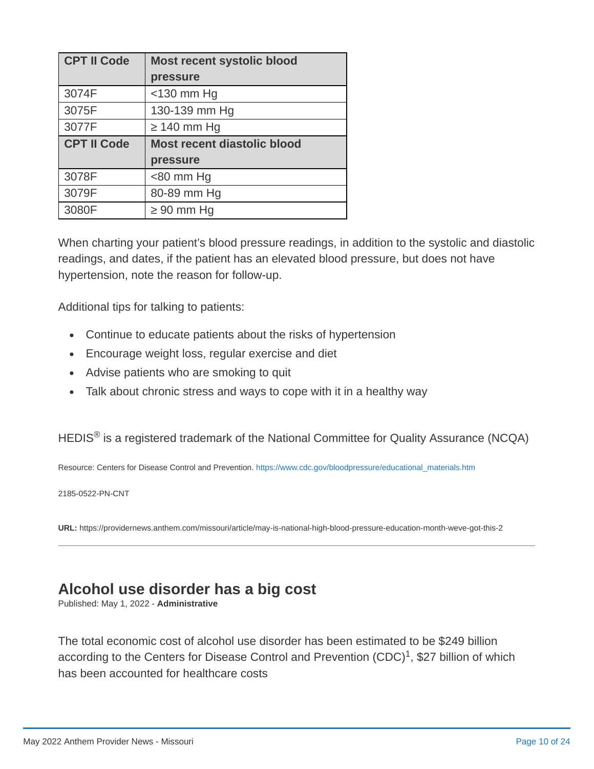| CPT II Code | Most recent systolic blood pressure |
|---|---|
| 3074F | <130 mm Hg |
| 3075F | 130-139 mm Hg |
| 3077F | ≥ 140 mm Hg |
| **CPT II Code** | **Most recent diastolic blood pressure** |
| 3078F | <80 mm Hg |
| 3079F | 80-89 mm Hg |
| 3080F | ≥ 90 mm Hg |

When charting your patient's blood pressure readings, in addition to the systolic and diastolic readings, and dates, if the patient has an elevated blood pressure, but does not have hypertension, note the reason for follow-up.

Additional tips for talking to patients:

- Continue to educate patients about the risks of hypertension
- Encourage weight loss, regular exercise and diet
- Advise patients who are smoking to quit
- Talk about chronic stress and ways to cope with it in a healthy way

HEDIS® is a registered trademark of the National Committee for Quality Assurance (NCQA)

Resource: Centers for Disease Control and Prevention. https://www.cdc.gov/bloodpressure/educational_materials.htm

2185-0522-PN-CNT

**URL:** https://providernews.anthem.com/missouri/article/may-is-national-high-blood-pressure-education-month-weve-got-this-2

---

## Alcohol use disorder has a big cost

Published: May 1, 2022 - **Administrative**

The total economic cost of alcohol use disorder has been estimated to be $249 billion according to the Centers for Disease Control and Prevention (CDC)[1], $27 billion of which has been accounted for healthcare costs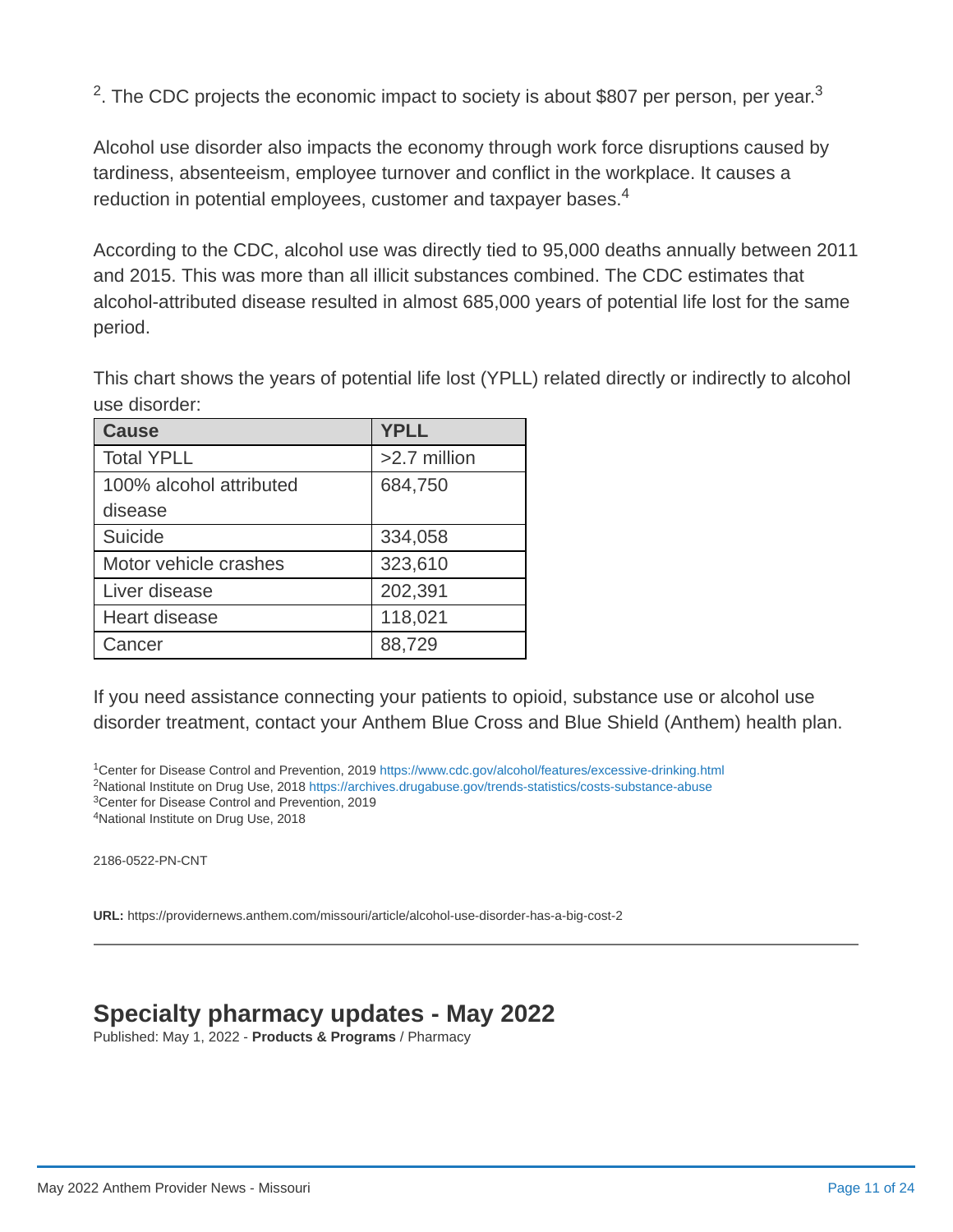[2]. The CDC projects the economic impact to society is about $807 per person, per year.[3]

Alcohol use disorder also impacts the economy through work force disruptions caused by tardiness, absenteeism, employee turnover and conflict in the workplace. It causes a reduction in potential employees, customer and taxpayer bases.[4]

According to the CDC, alcohol use was directly tied to 95,000 deaths annually between 2011 and 2015. This was more than all illicit substances combined. The CDC estimates that alcohol-attributed disease resulted in almost 685,000 years of potential life lost for the same period.

This chart shows the years of potential life lost (YPLL) related directly or indirectly to alcohol use disorder:

| Cause | YPLL |
|---|---|
| Total YPLL | >2.7 million |
| 100% alcohol attributed disease | 684,750 |
| Suicide | 334,058 |
| Motor vehicle crashes | 323,610 |
| Liver disease | 202,391 |
| Heart disease | 118,021 |
| Cancer | 88,729 |

If you need assistance connecting your patients to opioid, substance use or alcohol use disorder treatment, contact your Anthem Blue Cross and Blue Shield (Anthem) health plan.

[1]Center for Disease Control and Prevention, 2019 https://www.cdc.gov/alcohol/features/excessive-drinking.html
[2]National Institute on Drug Use, 2018 https://archives.drugabuse.gov/trends-statistics/costs-substance-abuse
[3]Center for Disease Control and Prevention, 2019
[4]National Institute on Drug Use, 2018

2186-0522-PN-CNT

**URL:** https://providernews.anthem.com/missouri/article/alcohol-use-disorder-has-a-big-cost-2

---

## Specialty pharmacy updates - May 2022

Published: May 1, 2022 - **Products & Programs** / Pharmacy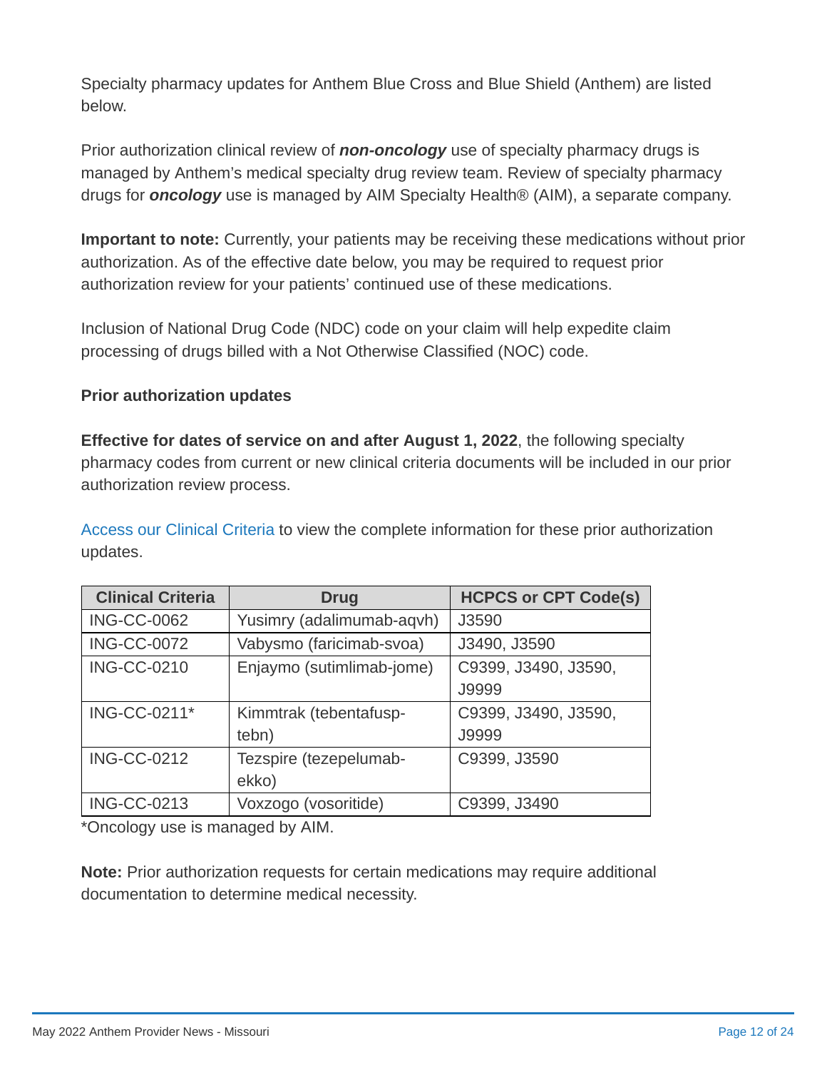Specialty pharmacy updates for Anthem Blue Cross and Blue Shield (Anthem) are listed below.

Prior authorization clinical review of ***non-oncology*** use of specialty pharmacy drugs is managed by Anthem's medical specialty drug review team. Review of specialty pharmacy drugs for ***oncology*** use is managed by AIM Specialty Health® (AIM), a separate company.

**Important to note:** Currently, your patients may be receiving these medications without prior authorization. As of the effective date below, you may be required to request prior authorization review for your patients' continued use of these medications.

Inclusion of National Drug Code (NDC) code on your claim will help expedite claim processing of drugs billed with a Not Otherwise Classified (NOC) code.

**Prior authorization updates**

**Effective for dates of service on and after August 1, 2022**, the following specialty pharmacy codes from current or new clinical criteria documents will be included in our prior authorization review process.

Access our Clinical Criteria to view the complete information for these prior authorization updates.

| Clinical Criteria | Drug | HCPCS or CPT Code(s) |
|---|---|---|
| ING-CC-0062 | Yusimry (adalimumab-aqvh) | J3590 |
| ING-CC-0072 | Vabysmo (faricimab-svoa) | J3490, J3590 |
| ING-CC-0210 | Enjaymo (sutimlimab-jome) | C9399, J3490, J3590, J9999 |
| ING-CC-0211* | Kimmtrak (tebentafusp-tebn) | C9399, J3490, J3590, J9999 |
| ING-CC-0212 | Tezspire (tezepelumab-ekko) | C9399, J3590 |
| ING-CC-0213 | Voxzogo (vosoritide) | C9399, J3490 |

*Oncology use is managed by AIM.

**Note:** Prior authorization requests for certain medications may require additional documentation to determine medical necessity.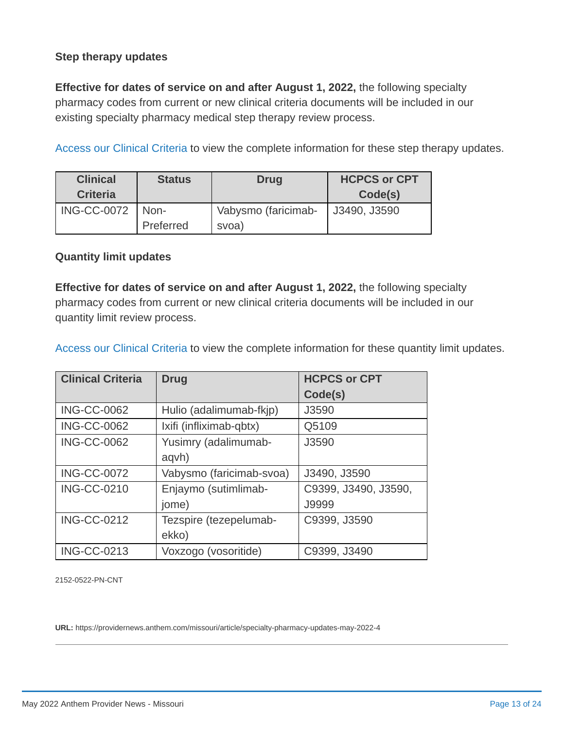### Step therapy updates

**Effective for dates of service on and after August 1, 2022,** the following specialty pharmacy codes from current or new clinical criteria documents will be included in our existing specialty pharmacy medical step therapy review process.

Access our Clinical Criteria to view the complete information for these step therapy updates.

| Clinical Criteria | Status | Drug | HCPCS or CPT Code(s) |
|---|---|---|---|
| ING-CC-0072 | Non-Preferred | Vabysmo (faricimab-svoa) | J3490, J3590 |

### Quantity limit updates

**Effective for dates of service on and after August 1, 2022,** the following specialty pharmacy codes from current or new clinical criteria documents will be included in our quantity limit review process.

Access our Clinical Criteria to view the complete information for these quantity limit updates.

| Clinical Criteria | Drug | HCPCS or CPT Code(s) |
|---|---|---|
| ING-CC-0062 | Hulio (adalimumab-fkjp) | J3590 |
| ING-CC-0062 | Ixifi (infliximab-qbtx) | Q5109 |
| ING-CC-0062 | Yusimry (adalimumab-aqvh) | J3590 |
| ING-CC-0072 | Vabysmo (faricimab-svoa) | J3490, J3590 |
| ING-CC-0210 | Enjaymo (sutimlimab-jome) | C9399, J3490, J3590, J9999 |
| ING-CC-0212 | Tezspire (tezepelumab-ekko) | C9399, J3590 |
| ING-CC-0213 | Voxzogo (vosoritide) | C9399, J3490 |

2152-0522-PN-CNT

**URL:** https://providernews.anthem.com/missouri/article/specialty-pharmacy-updates-may-2022-4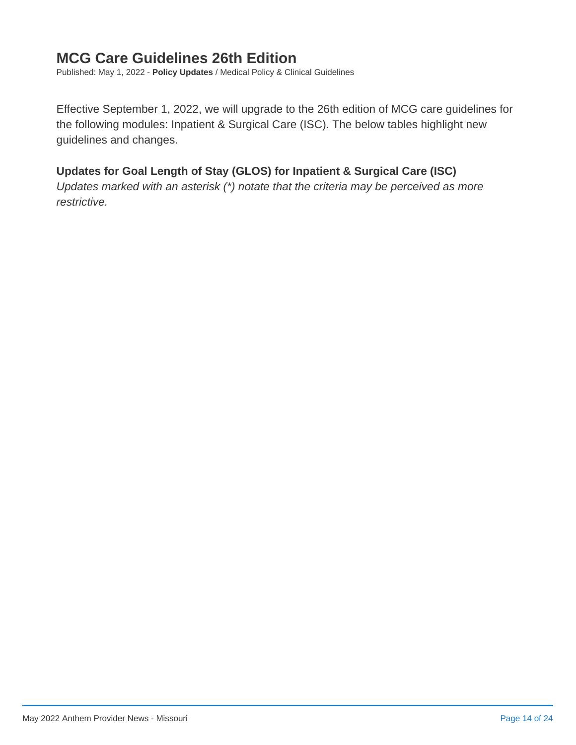## MCG Care Guidelines 26th Edition

Published: May 1, 2022 - **Policy Updates** / Medical Policy & Clinical Guidelines

Effective September 1, 2022, we will upgrade to the 26th edition of MCG care guidelines for the following modules: Inpatient & Surgical Care (ISC). The below tables highlight new guidelines and changes.

### Updates for Goal Length of Stay (GLOS) for Inpatient & Surgical Care (ISC)

*Updates marked with an asterisk (*) notate that the criteria may be perceived as more restrictive.*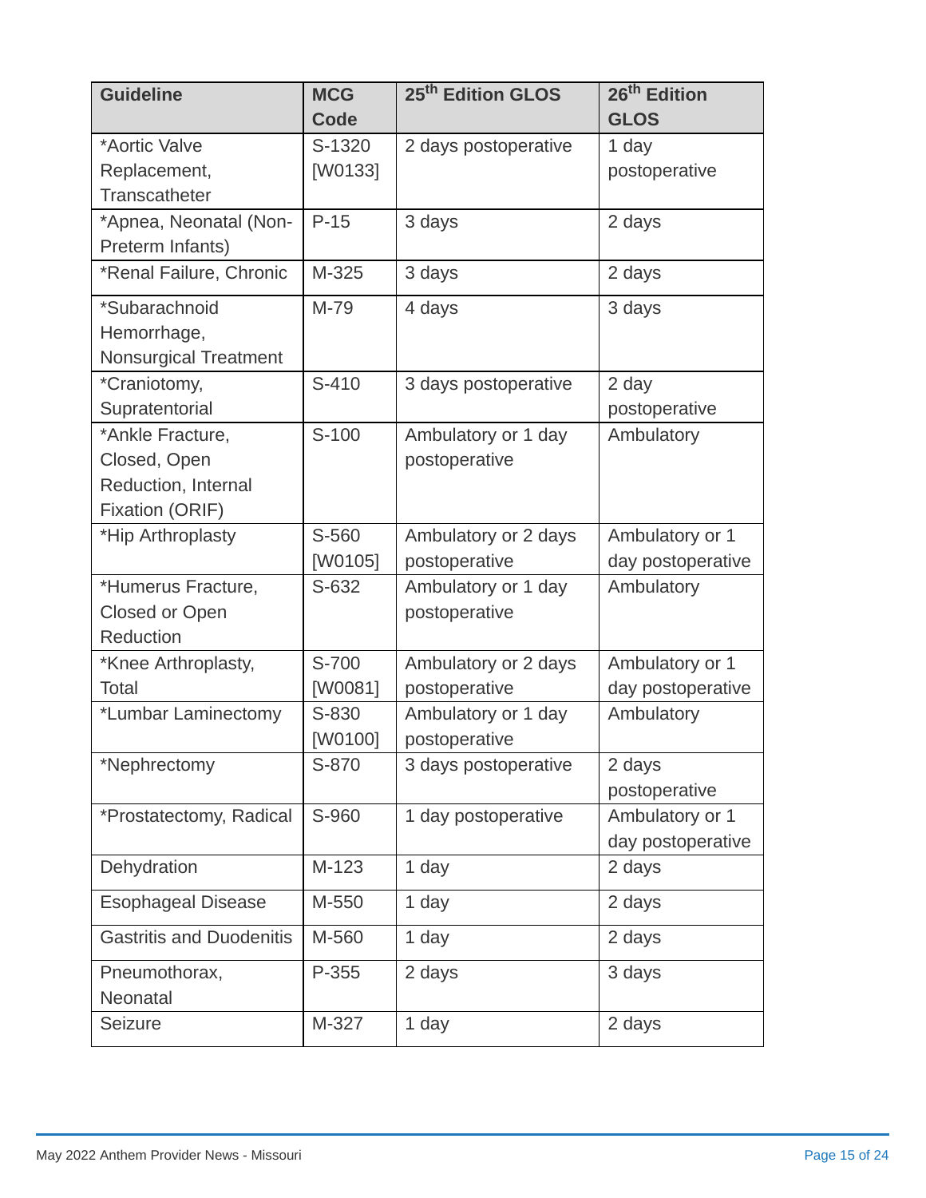| Guideline | MCG Code | 25th Edition GLOS | 26th Edition GLOS |
|---|---|---|---|
| *Aortic Valve Replacement, Transcatheter | S-1320 [W0133] | 2 days postoperative | 1 day postoperative |
| *Apnea, Neonatal (Non-Preterm Infants) | P-15 | 3 days | 2 days |
| *Renal Failure, Chronic | M-325 | 3 days | 2 days |
| *Subarachnoid Hemorrhage, Nonsurgical Treatment | M-79 | 4 days | 3 days |
| *Craniotomy, Supratentorial | S-410 | 3 days postoperative | 2 day postoperative |
| *Ankle Fracture, Closed, Open Reduction, Internal Fixation (ORIF) | S-100 | Ambulatory or 1 day postoperative | Ambulatory |
| *Hip Arthroplasty | S-560 [W0105] | Ambulatory or 2 days postoperative | Ambulatory or 1 day postoperative |
| *Humerus Fracture, Closed or Open Reduction | S-632 | Ambulatory or 1 day postoperative | Ambulatory |
| *Knee Arthroplasty, Total | S-700 [W0081] | Ambulatory or 2 days postoperative | Ambulatory or 1 day postoperative |
| *Lumbar Laminectomy | S-830 [W0100] | Ambulatory or 1 day postoperative | Ambulatory |
| *Nephrectomy | S-870 | 3 days postoperative | 2 days postoperative |
| *Prostatectomy, Radical | S-960 | 1 day postoperative | Ambulatory or 1 day postoperative |
| Dehydration | M-123 | 1 day | 2 days |
| Esophageal Disease | M-550 | 1 day | 2 days |
| Gastritis and Duodenitis | M-560 | 1 day | 2 days |
| Pneumothorax, Neonatal | P-355 | 2 days | 3 days |
| Seizure | M-327 | 1 day | 2 days |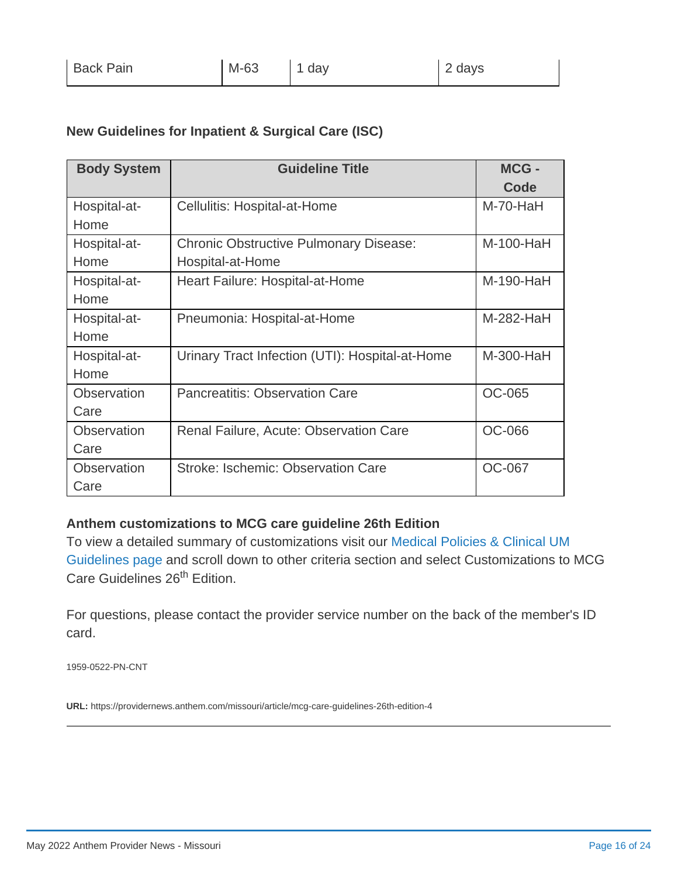| Back Pain | M-63 | 1 day | 2 days |
|---|---|---|---|

**New Guidelines for Inpatient & Surgical Care (ISC)**

| Body System | Guideline Title | MCG - Code |
|---|---|---|
| Hospital-at-Home | Cellulitis: Hospital-at-Home | M-70-HaH |
| Hospital-at-Home | Chronic Obstructive Pulmonary Disease: Hospital-at-Home | M-100-HaH |
| Hospital-at-Home | Heart Failure: Hospital-at-Home | M-190-HaH |
| Hospital-at-Home | Pneumonia: Hospital-at-Home | M-282-HaH |
| Hospital-at-Home | Urinary Tract Infection (UTI): Hospital-at-Home | M-300-HaH |
| Observation Care | Pancreatitis: Observation Care | OC-065 |
| Observation Care | Renal Failure, Acute: Observation Care | OC-066 |
| Observation Care | Stroke: Ischemic: Observation Care | OC-067 |

**Anthem customizations to MCG care guideline 26th Edition**

To view a detailed summary of customizations visit our Medical Policies & Clinical UM Guidelines page and scroll down to other criteria section and select Customizations to MCG Care Guidelines 26th Edition.

For questions, please contact the provider service number on the back of the member's ID card.

1959-0522-PN-CNT

**URL:** https://providernews.anthem.com/missouri/article/mcg-care-guidelines-26th-edition-4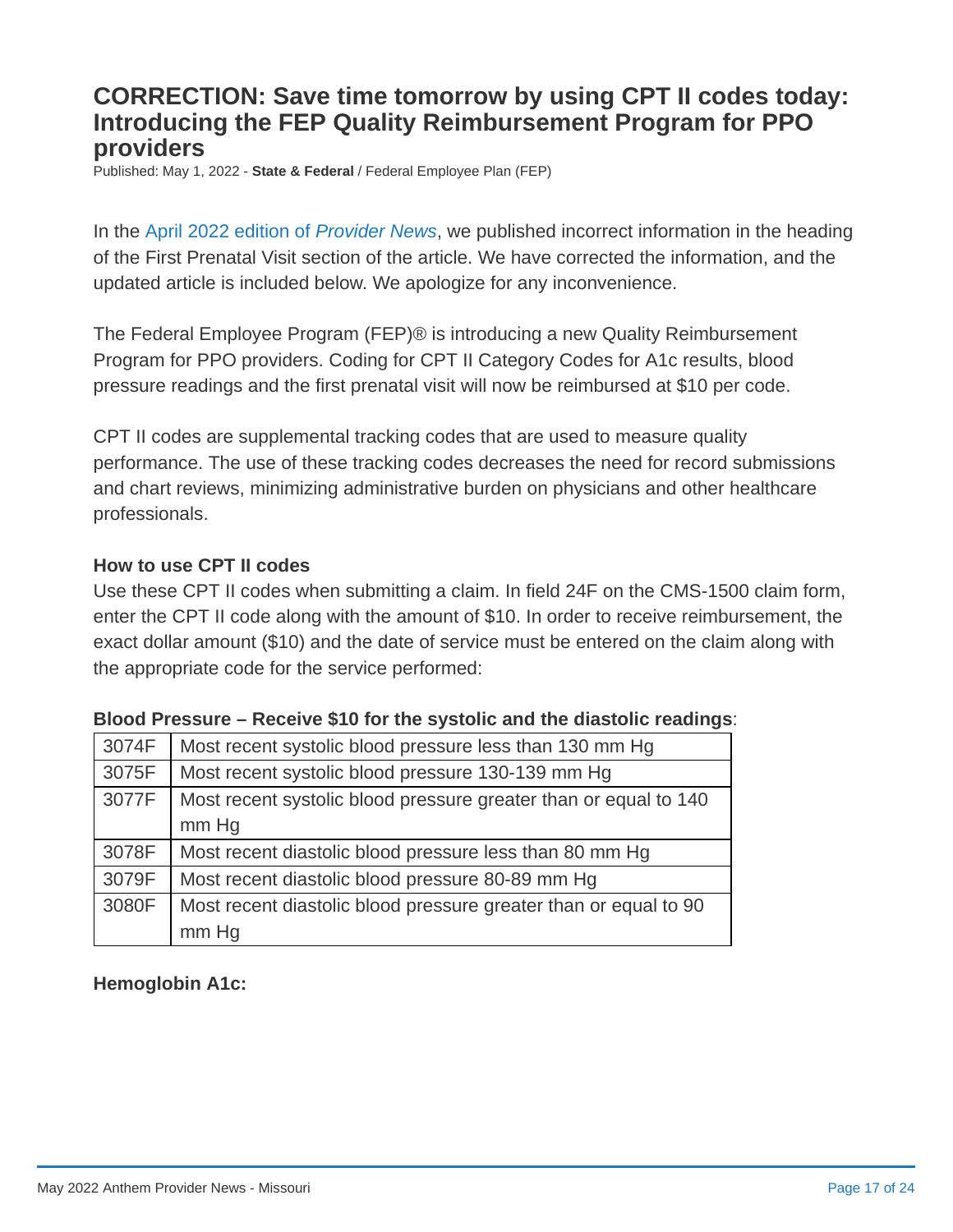# CORRECTION: Save time tomorrow by using CPT II codes today: Introducing the FEP Quality Reimbursement Program for PPO providers

Published: May 1, 2022 - **State & Federal** / Federal Employee Plan (FEP)

In the April 2022 edition of *Provider News*, we published incorrect information in the heading of the First Prenatal Visit section of the article. We have corrected the information, and the updated article is included below. We apologize for any inconvenience.

The Federal Employee Program (FEP)® is introducing a new Quality Reimbursement Program for PPO providers. Coding for CPT II Category Codes for A1c results, blood pressure readings and the first prenatal visit will now be reimbursed at $10 per code.

CPT II codes are supplemental tracking codes that are used to measure quality performance. The use of these tracking codes decreases the need for record submissions and chart reviews, minimizing administrative burden on physicians and other healthcare professionals.

**How to use CPT II codes**

Use these CPT II codes when submitting a claim. In field 24F on the CMS-1500 claim form, enter the CPT II code along with the amount of $10. In order to receive reimbursement, the exact dollar amount ($10) and the date of service must be entered on the claim along with the appropriate code for the service performed:

**Blood Pressure – Receive $10 for the systolic and the diastolic readings**:

| Code | Description |
|---|---|
| 3074F | Most recent systolic blood pressure less than 130 mm Hg |
| 3075F | Most recent systolic blood pressure 130-139 mm Hg |
| 3077F | Most recent systolic blood pressure greater than or equal to 140 mm Hg |
| 3078F | Most recent diastolic blood pressure less than 80 mm Hg |
| 3079F | Most recent diastolic blood pressure 80-89 mm Hg |
| 3080F | Most recent diastolic blood pressure greater than or equal to 90 mm Hg |

**Hemoglobin A1c:**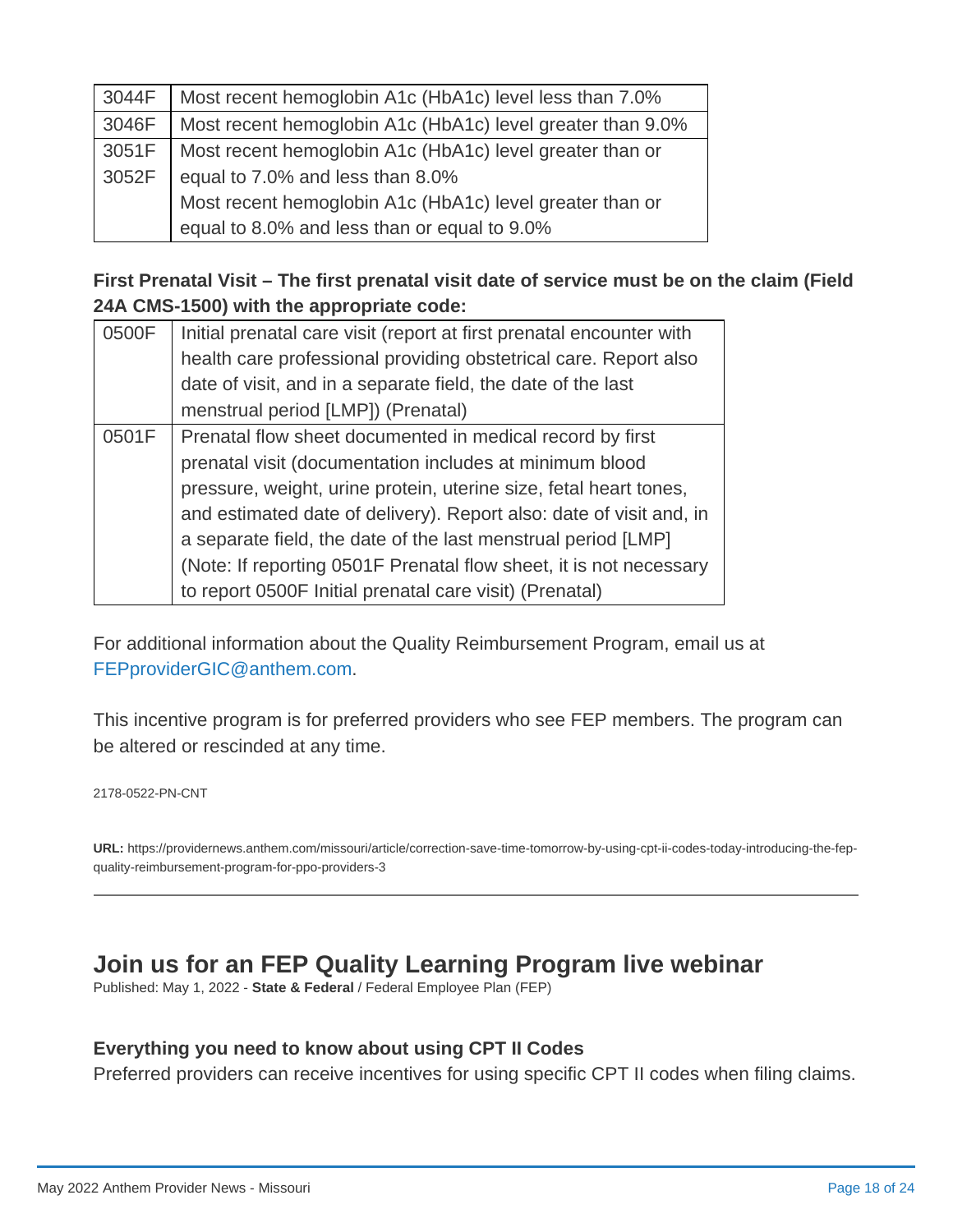| | |
|---|---|
| 3044F | Most recent hemoglobin A1c (HbA1c) level less than 7.0% |
| 3046F | Most recent hemoglobin A1c (HbA1c) level greater than 9.0% |
| 3051F | Most recent hemoglobin A1c (HbA1c) level greater than or equal to 7.0% and less than 8.0% |
| 3052F | Most recent hemoglobin A1c (HbA1c) level greater than or equal to 8.0% and less than or equal to 9.0% |

**First Prenatal Visit – The first prenatal visit date of service must be on the claim (Field 24A CMS-1500) with the appropriate code:**

| | |
|---|---|
| 0500F | Initial prenatal care visit (report at first prenatal encounter with health care professional providing obstetrical care. Report also date of visit, and in a separate field, the date of the last menstrual period [LMP]) (Prenatal) |
| 0501F | Prenatal flow sheet documented in medical record by first prenatal visit (documentation includes at minimum blood pressure, weight, urine protein, uterine size, fetal heart tones, and estimated date of delivery). Report also: date of visit and, in a separate field, the date of the last menstrual period [LMP] (Note: If reporting 0501F Prenatal flow sheet, it is not necessary to report 0500F Initial prenatal care visit) (Prenatal) |

For additional information about the Quality Reimbursement Program, email us at FEPproviderGIC@anthem.com.

This incentive program is for preferred providers who see FEP members. The program can be altered or rescinded at any time.

2178-0522-PN-CNT

**URL:** https://providernews.anthem.com/missouri/article/correction-save-time-tomorrow-by-using-cpt-ii-codes-today-introducing-the-fep-quality-reimbursement-program-for-ppo-providers-3

---

## Join us for an FEP Quality Learning Program live webinar

Published: May 1, 2022 - **State & Federal** / Federal Employee Plan (FEP)

### Everything you need to know about using CPT II Codes

Preferred providers can receive incentives for using specific CPT II codes when filing claims.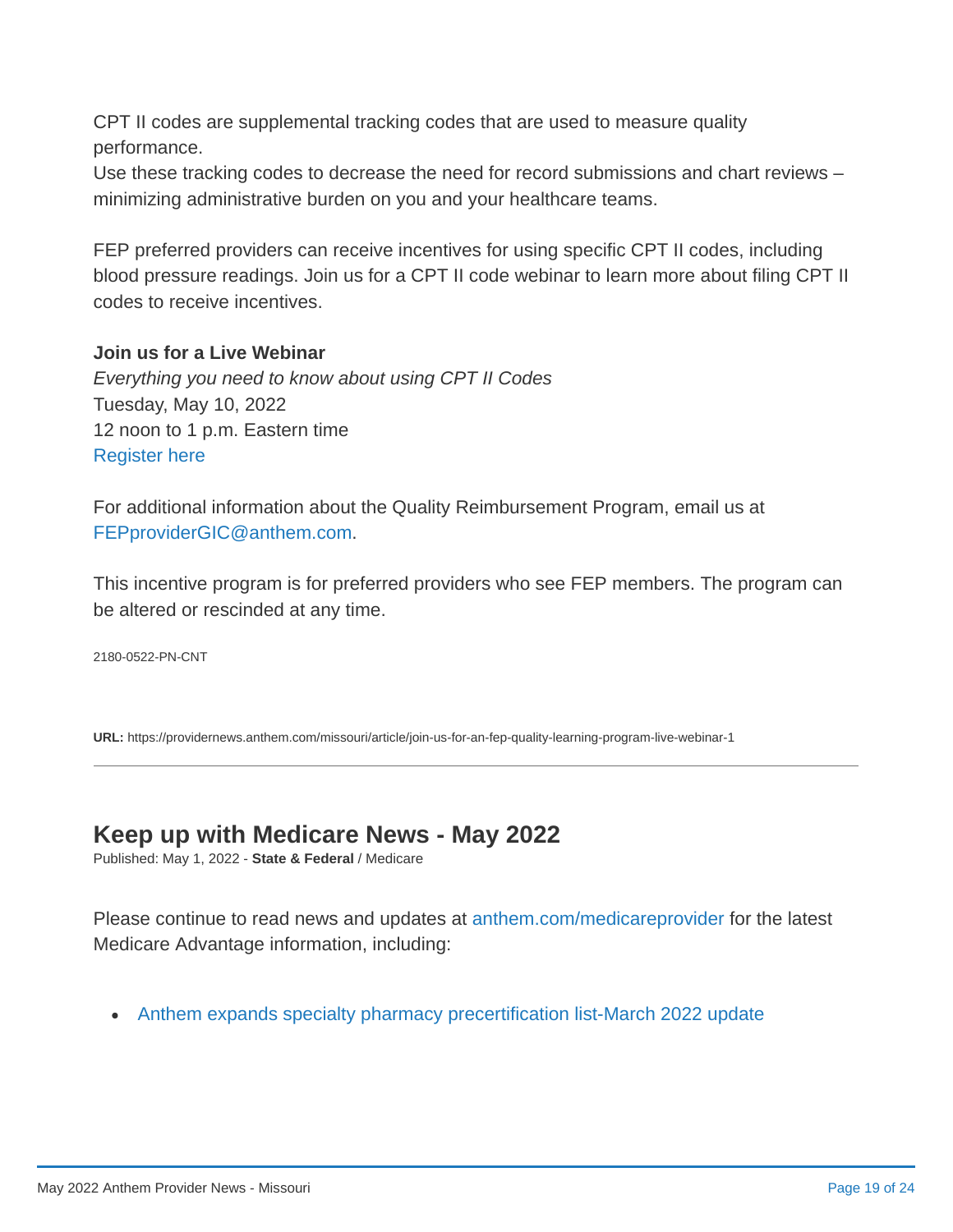CPT II codes are supplemental tracking codes that are used to measure quality performance.
Use these tracking codes to decrease the need for record submissions and chart reviews – minimizing administrative burden on you and your healthcare teams.

FEP preferred providers can receive incentives for using specific CPT II codes, including blood pressure readings. Join us for a CPT II code webinar to learn more about filing CPT II codes to receive incentives.

**Join us for a Live Webinar**
*Everything you need to know about using CPT II Codes*
Tuesday, May 10, 2022
12 noon to 1 p.m. Eastern time
Register here

For additional information about the Quality Reimbursement Program, email us at FEPproviderGIC@anthem.com.

This incentive program is for preferred providers who see FEP members. The program can be altered or rescinded at any time.

2180-0522-PN-CNT

**URL:** https://providernews.anthem.com/missouri/article/join-us-for-an-fep-quality-learning-program-live-webinar-1

---

## Keep up with Medicare News - May 2022

Published: May 1, 2022 - **State & Federal** / Medicare

Please continue to read news and updates at anthem.com/medicareprovider for the latest Medicare Advantage information, including:

- Anthem expands specialty pharmacy precertification list-March 2022 update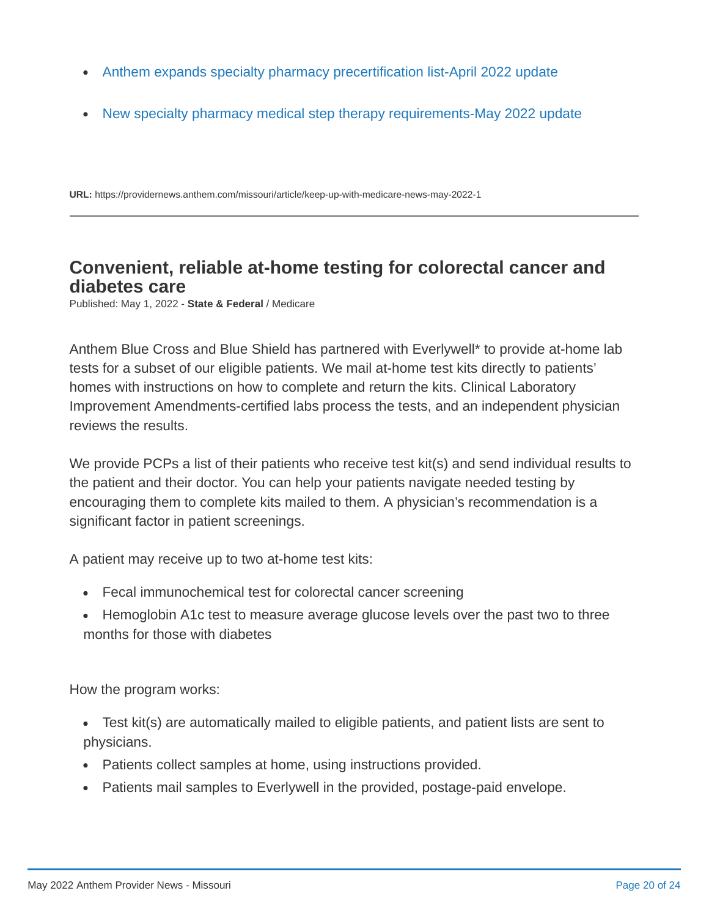- Anthem expands specialty pharmacy precertification list-April 2022 update
- New specialty pharmacy medical step therapy requirements-May 2022 update

**URL:** https://providernews.anthem.com/missouri/article/keep-up-with-medicare-news-may-2022-1

---

## Convenient, reliable at-home testing for colorectal cancer and diabetes care

Published: May 1, 2022 - **State & Federal** / Medicare

Anthem Blue Cross and Blue Shield has partnered with Everlywell* to provide at-home lab tests for a subset of our eligible patients. We mail at-home test kits directly to patients' homes with instructions on how to complete and return the kits. Clinical Laboratory Improvement Amendments-certified labs process the tests, and an independent physician reviews the results.

We provide PCPs a list of their patients who receive test kit(s) and send individual results to the patient and their doctor. You can help your patients navigate needed testing by encouraging them to complete kits mailed to them. A physician's recommendation is a significant factor in patient screenings.

A patient may receive up to two at-home test kits:

- Fecal immunochemical test for colorectal cancer screening
- Hemoglobin A1c test to measure average glucose levels over the past two to three months for those with diabetes

How the program works:

- Test kit(s) are automatically mailed to eligible patients, and patient lists are sent to physicians.
- Patients collect samples at home, using instructions provided.
- Patients mail samples to Everlywell in the provided, postage-paid envelope.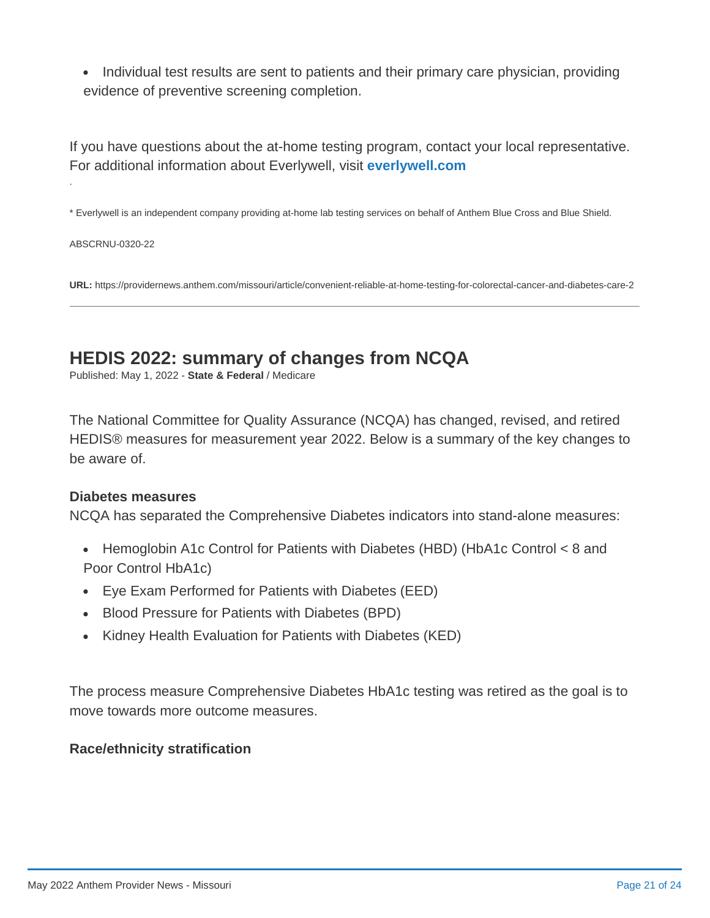- Individual test results are sent to patients and their primary care physician, providing evidence of preventive screening completion.

If you have questions about the at-home testing program, contact your local representative. For additional information about Everlywell, visit **everlywell.com**

.

* Everlywell is an independent company providing at-home lab testing services on behalf of Anthem Blue Cross and Blue Shield.

ABSCRNU-0320-22

**URL:** https://providernews.anthem.com/missouri/article/convenient-reliable-at-home-testing-for-colorectal-cancer-and-diabetes-care-2

---

## HEDIS 2022: summary of changes from NCQA

Published: May 1, 2022 - **State & Federal** / Medicare

The National Committee for Quality Assurance (NCQA) has changed, revised, and retired HEDIS® measures for measurement year 2022. Below is a summary of the key changes to be aware of.

**Diabetes measures**

NCQA has separated the Comprehensive Diabetes indicators into stand-alone measures:

- Hemoglobin A1c Control for Patients with Diabetes (HBD) (HbA1c Control < 8 and Poor Control HbA1c)
- Eye Exam Performed for Patients with Diabetes (EED)
- Blood Pressure for Patients with Diabetes (BPD)
- Kidney Health Evaluation for Patients with Diabetes (KED)

The process measure Comprehensive Diabetes HbA1c testing was retired as the goal is to move towards more outcome measures.

**Race/ethnicity stratification**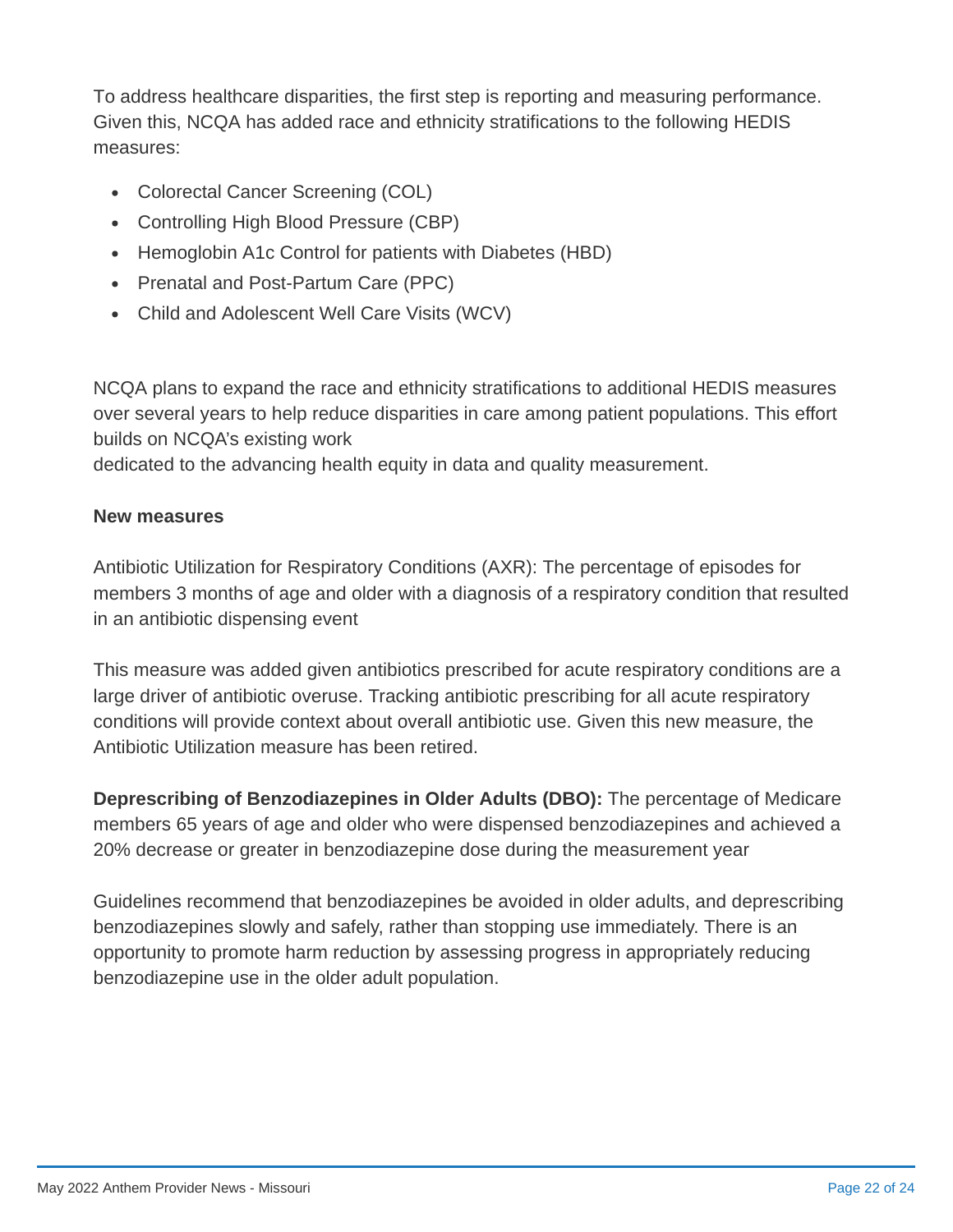To address healthcare disparities, the first step is reporting and measuring performance. Given this, NCQA has added race and ethnicity stratifications to the following HEDIS measures:

- Colorectal Cancer Screening (COL)
- Controlling High Blood Pressure (CBP)
- Hemoglobin A1c Control for patients with Diabetes (HBD)
- Prenatal and Post-Partum Care (PPC)
- Child and Adolescent Well Care Visits (WCV)

NCQA plans to expand the race and ethnicity stratifications to additional HEDIS measures over several years to help reduce disparities in care among patient populations. This effort builds on NCQA's existing work
dedicated to the advancing health equity in data and quality measurement.

**New measures**

Antibiotic Utilization for Respiratory Conditions (AXR): The percentage of episodes for members 3 months of age and older with a diagnosis of a respiratory condition that resulted in an antibiotic dispensing event

This measure was added given antibiotics prescribed for acute respiratory conditions are a large driver of antibiotic overuse. Tracking antibiotic prescribing for all acute respiratory conditions will provide context about overall antibiotic use. Given this new measure, the Antibiotic Utilization measure has been retired.

**Deprescribing of Benzodiazepines in Older Adults (DBO):** The percentage of Medicare members 65 years of age and older who were dispensed benzodiazepines and achieved a 20% decrease or greater in benzodiazepine dose during the measurement year

Guidelines recommend that benzodiazepines be avoided in older adults, and deprescribing benzodiazepines slowly and safely, rather than stopping use immediately. There is an opportunity to promote harm reduction by assessing progress in appropriately reducing benzodiazepine use in the older adult population.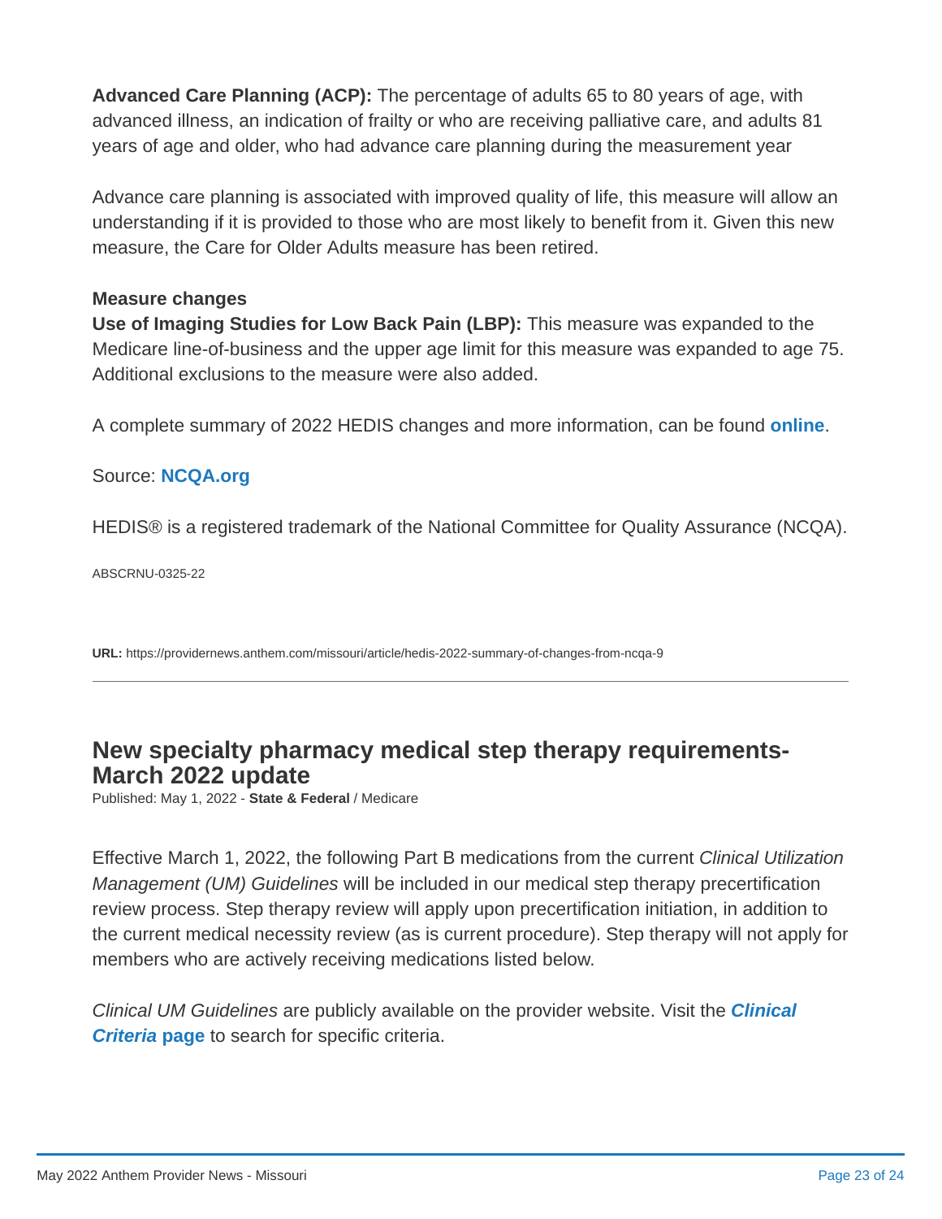**Advanced Care Planning (ACP):** The percentage of adults 65 to 80 years of age, with advanced illness, an indication of frailty or who are receiving palliative care, and adults 81 years of age and older, who had advance care planning during the measurement year

Advance care planning is associated with improved quality of life, this measure will allow an understanding if it is provided to those who are most likely to benefit from it. Given this new measure, the Care for Older Adults measure has been retired.

**Measure changes**

**Use of Imaging Studies for Low Back Pain (LBP):** This measure was expanded to the Medicare line-of-business and the upper age limit for this measure was expanded to age 75. Additional exclusions to the measure were also added.

A complete summary of 2022 HEDIS changes and more information, can be found **online**.

Source: **NCQA.org**

HEDIS® is a registered trademark of the National Committee for Quality Assurance (NCQA).

ABSCRNU-0325-22

**URL:** https://providernews.anthem.com/missouri/article/hedis-2022-summary-of-changes-from-ncqa-9

---

## New specialty pharmacy medical step therapy requirements- March 2022 update

Published: May 1, 2022 - **State & Federal** / Medicare

Effective March 1, 2022, the following Part B medications from the current *Clinical Utilization Management (UM) Guidelines* will be included in our medical step therapy precertification review process. Step therapy review will apply upon precertification initiation, in addition to the current medical necessity review (as is current procedure). Step therapy will not apply for members who are actively receiving medications listed below.

*Clinical UM Guidelines* are publicly available on the provider website. Visit the ***Clinical Criteria* page** to search for specific criteria.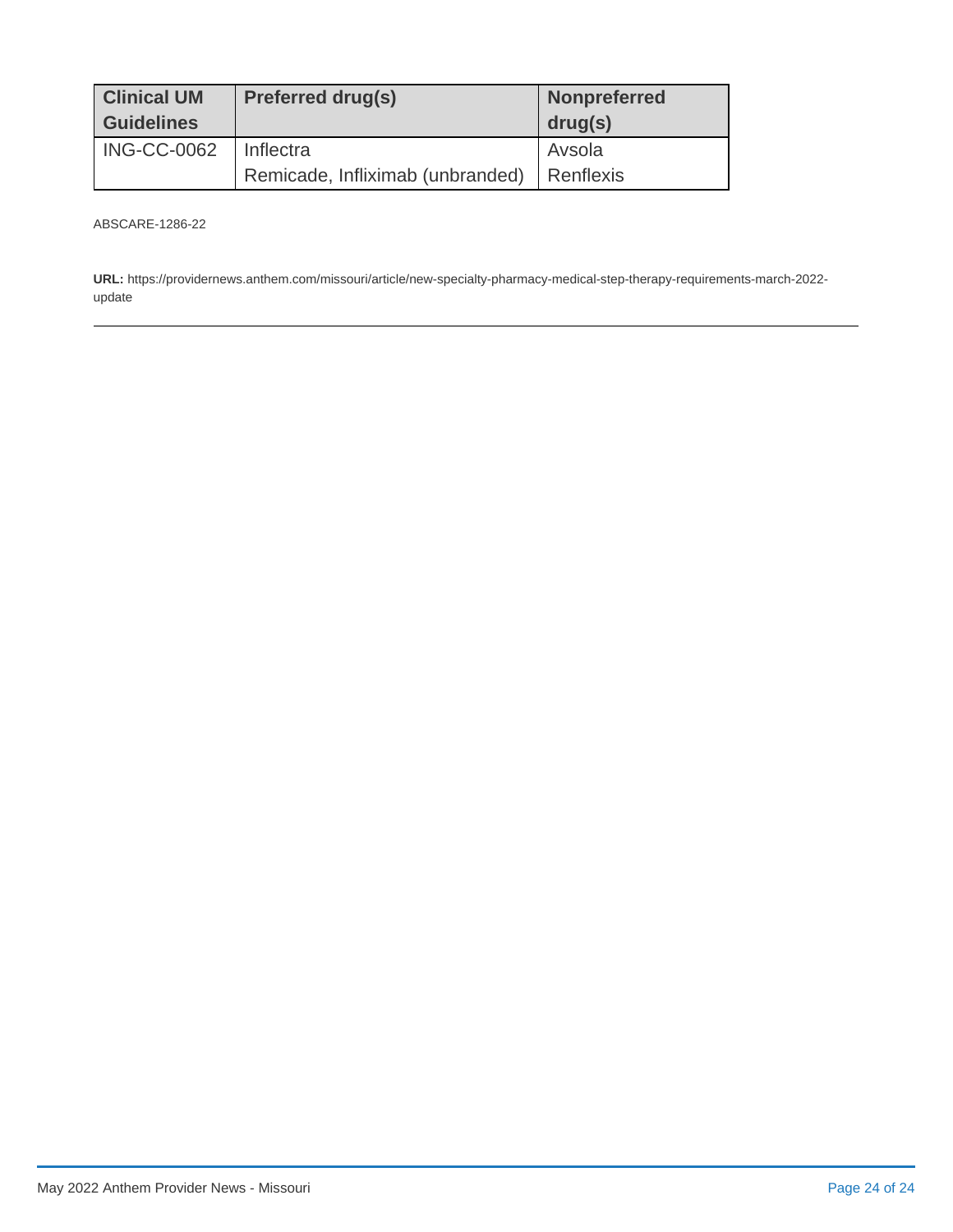| Clinical UM Guidelines | Preferred drug(s) | Nonpreferred drug(s) |
|---|---|---|
| ING-CC-0062 | Inflectra<br>Remicade, Infliximab (unbranded) | Avsola<br>Renflexis |

ABSCARE-1286-22

**URL:** https://providernews.anthem.com/missouri/article/new-specialty-pharmacy-medical-step-therapy-requirements-march-2022-update

---